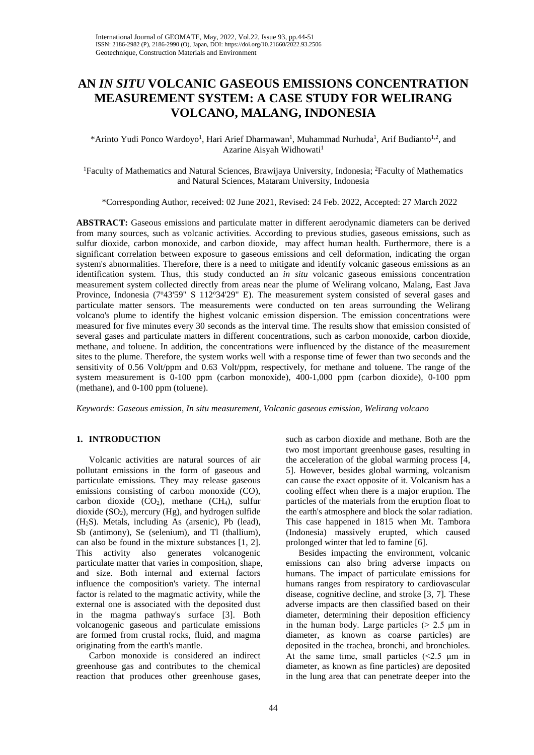# AN *IN SITU* VOLCANIC GASEOUS EMISSIONS CONCENTRATION MEASUREMENT SYSTEM: A CASE STUDY FOR WELIRANG VOLCANO, MALANG, INDONESIA

*Arinto Yudi Ponco Wardoyo[1], Hari Arief Dharmawan[1], Muhammad Nurhuda[1], Arif Budianto[1,2], and Azarine Aisyah Widhowati[1]

[1]Faculty of Mathematics and Natural Sciences, Brawijaya University, Indonesia; [2]Faculty of Mathematics and Natural Sciences, Mataram University, Indonesia

*Corresponding Author, received: 02 June 2021, Revised: 24 Feb. 2022, Accepted: 27 March 2022

**ABSTRACT:** Gaseous emissions and particulate matter in different aerodynamic diameters can be derived from many sources, such as volcanic activities. According to previous studies, gaseous emissions, such as sulfur dioxide, carbon monoxide, and carbon dioxide, may affect human health. Furthermore, there is a significant correlation between exposure to gaseous emissions and cell deformation, indicating the organ system's abnormalities. Therefore, there is a need to mitigate and identify volcanic gaseous emissions as an identification system. Thus, this study conducted an *in situ* volcanic gaseous emissions concentration measurement system collected directly from areas near the plume of Welirang volcano, Malang, East Java Province, Indonesia (7º43'59" S 112º34'29" E). The measurement system consisted of several gases and particulate matter sensors. The measurements were conducted on ten areas surrounding the Welirang volcano's plume to identify the highest volcanic emission dispersion. The emission concentrations were measured for five minutes every 30 seconds as the interval time. The results show that emission consisted of several gases and particulate matters in different concentrations, such as carbon monoxide, carbon dioxide, methane, and toluene. In addition, the concentrations were influenced by the distance of the measurement sites to the plume. Therefore, the system works well with a response time of fewer than two seconds and the sensitivity of 0.56 Volt/ppm and 0.63 Volt/ppm, respectively, for methane and toluene. The range of the system measurement is 0-100 ppm (carbon monoxide), 400-1,000 ppm (carbon dioxide), 0-100 ppm (methane), and 0-100 ppm (toluene).

*Keywords: Gaseous emission, In situ measurement, Volcanic gaseous emission, Welirang volcano*

## 1. INTRODUCTION

Volcanic activities are natural sources of air pollutant emissions in the form of gaseous and particulate emissions. They may release gaseous emissions consisting of carbon monoxide (CO), carbon dioxide ($CO_2$), methane ($CH_4$), sulfur dioxide ($SO_2$), mercury (Hg), and hydrogen sulfide ($H_2S$). Metals, including As (arsenic), Pb (lead), Sb (antimony), Se (selenium), and Tl (thallium), can also be found in the mixture substances [1, 2]. This activity also generates volcanogenic particulate matter that varies in composition, shape, and size. Both internal and external factors influence the composition's variety. The internal factor is related to the magmatic activity, while the external one is associated with the deposited dust in the magma pathway's surface [3]. Both volcanogenic gaseous and particulate emissions are formed from crustal rocks, fluid, and magma originating from the earth's mantle.

Carbon monoxide is considered an indirect greenhouse gas and contributes to the chemical reaction that produces other greenhouse gases, such as carbon dioxide and methane. Both are the two most important greenhouse gases, resulting in the acceleration of the global warming process [4, 5]. However, besides global warming, volcanism can cause the exact opposite of it. Volcanism has a cooling effect when there is a major eruption. The particles of the materials from the eruption float to the earth's atmosphere and block the solar radiation. This case happened in 1815 when Mt. Tambora (Indonesia) massively erupted, which caused prolonged winter that led to famine [6].

Besides impacting the environment, volcanic emissions can also bring adverse impacts on humans. The impact of particulate emissions for humans ranges from respiratory to cardiovascular disease, cognitive decline, and stroke [3, 7]. These adverse impacts are then classified based on their diameter, determining their deposition efficiency in the human body. Large particles (> 2.5 μm in diameter, as known as coarse particles) are deposited in the trachea, bronchi, and bronchioles. At the same time, small particles (<2.5 μm in diameter, as known as fine particles) are deposited in the lung area that can penetrate deeper into the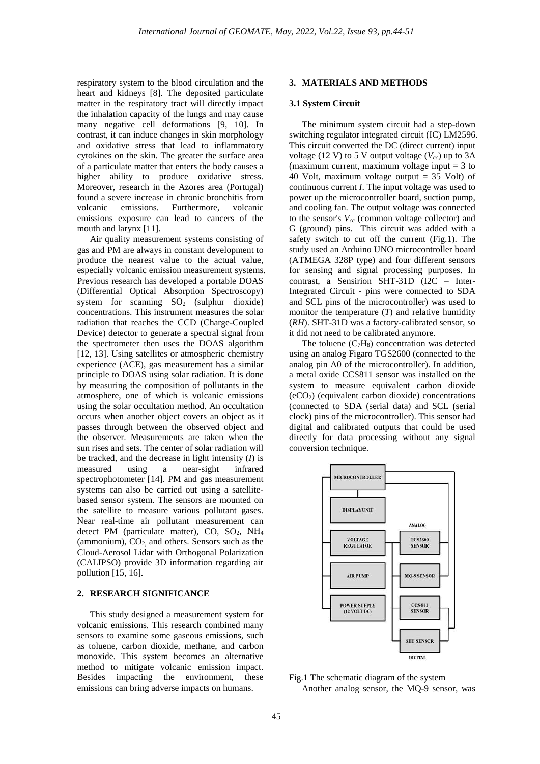respiratory system to the blood circulation and the heart and kidneys [8]. The deposited particulate matter in the respiratory tract will directly impact the inhalation capacity of the lungs and may cause many negative cell deformations [9, 10]. In contrast, it can induce changes in skin morphology and oxidative stress that lead to inflammatory cytokines on the skin. The greater the surface area of a particulate matter that enters the body causes a higher ability to produce oxidative stress. Moreover, research in the Azores area (Portugal) found a severe increase in chronic bronchitis from volcanic emissions. Furthermore, volcanic emissions exposure can lead to cancers of the mouth and larynx [11].

Air quality measurement systems consisting of gas and PM are always in constant development to produce the nearest value to the actual value, especially volcanic emission measurement systems. Previous research has developed a portable DOAS (Differential Optical Absorption Spectroscopy) system for scanning $SO_2$ (sulphur dioxide) concentrations. This instrument measures the solar radiation that reaches the CCD (Charge-Coupled Device) detector to generate a spectral signal from the spectrometer then uses the DOAS algorithm [12, 13]. Using satellites or atmospheric chemistry experience (ACE), gas measurement has a similar principle to DOAS using solar radiation. It is done by measuring the composition of pollutants in the atmosphere, one of which is volcanic emissions using the solar occultation method. An occultation occurs when another object covers an object as it passes through between the observed object and the observer. Measurements are taken when the sun rises and sets. The center of solar radiation will be tracked, and the decrease in light intensity ($I$) is measured using a near-sight infrared spectrophotometer [14]. PM and gas measurement systems can also be carried out using a satellite-based sensor system. The sensors are mounted on the satellite to measure various pollutant gases. Near real-time air pollutant measurement can detect PM (particulate matter), CO, $SO_2$, $NH_4$ (ammonium), $CO_2$, and others. Sensors such as the Cloud-Aerosol Lidar with Orthogonal Polarization (CALIPSO) provide 3D information regarding air pollution [15, 16].

## 2. RESEARCH SIGNIFICANCE

This study designed a measurement system for volcanic emissions. This research combined many sensors to examine some gaseous emissions, such as toluene, carbon dioxide, methane, and carbon monoxide. This system becomes an alternative method to mitigate volcanic emission impact. Besides impacting the environment, these emissions can bring adverse impacts on humans.

## 3. MATERIALS AND METHODS

### 3.1 System Circuit

The minimum system circuit had a step-down switching regulator integrated circuit (IC) LM2596. This circuit converted the DC (direct current) input voltage (12 V) to 5 V output voltage ($V_{cc}$) up to 3A (maximum current, maximum voltage input = 3 to 40 Volt, maximum voltage output = 35 Volt) of continuous current $I$. The input voltage was used to power up the microcontroller board, suction pump, and cooling fan. The output voltage was connected to the sensor's $V_{cc}$ (common voltage collector) and G (ground) pins. This circuit was added with a safety switch to cut off the current (Fig.1). The study used an Arduino UNO microcontroller board (ATMEGA 328P type) and four different sensors for sensing and signal processing purposes. In contrast, a Sensirion SHT-31D (I2C – Inter-Integrated Circuit - pins were connected to SDA and SCL pins of the microcontroller) was used to monitor the temperature ($T$) and relative humidity ($RH$). SHT-31D was a factory-calibrated sensor, so it did not need to be calibrated anymore.

The toluene ($C_7H_8$) concentration was detected using an analog Figaro TGS2600 (connected to the analog pin A0 of the microcontroller). In addition, a metal oxide CCS811 sensor was installed on the system to measure equivalent carbon dioxide ($eCO_2$) (equivalent carbon dioxide) concentrations (connected to SDA (serial data) and SCL (serial clock) pins of the microcontroller). This sensor had digital and calibrated outputs that could be used directly for data processing without any signal conversion technique.

MICROCONTROLLER
DISPLAY UNIT
VOLTAGE REGULATOR
AIR PUMP
POWER SUPPLY (12 VOLT DC)
ANALOG
TGS2600 SENSOR
MQ-9 SENSOR
CCS-811 SENSOR
SHT SENSOR
DIGITAL

Fig.1 The schematic diagram of the system

Another analog sensor, the MQ-9 sensor, was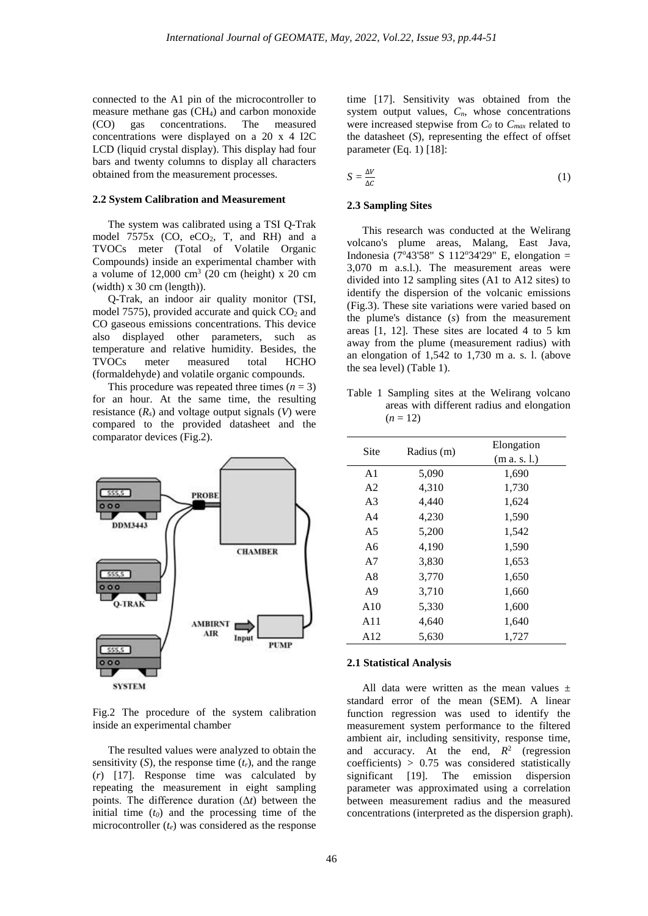connected to the A1 pin of the microcontroller to measure methane gas ($CH_4$) and carbon monoxide (CO) gas concentrations. The measured concentrations were displayed on a 20 x 4 I2C LCD (liquid crystal display). This display had four bars and twenty columns to display all characters obtained from the measurement processes.

### 2.2 System Calibration and Measurement

The system was calibrated using a TSI Q-Trak model 7575x (CO, $eCO_2$, T, and RH) and a TVOCs meter (Total of Volatile Organic Compounds) inside an experimental chamber with a volume of 12,000 $cm^3$ (20 cm (height) x 20 cm (width) x 30 cm (length)).

Q-Trak, an indoor air quality monitor (TSI, model 7575), provided accurate and quick $CO_2$ and CO gaseous emissions concentrations. This device also displayed other parameters, such as temperature and relative humidity. Besides, the TVOCs meter measured total HCHO (formaldehyde) and volatile organic compounds.

This procedure was repeated three times ($n$ = 3) for an hour. At the same time, the resulting resistance ($R_s$) and voltage output signals ($V$) were compared to the provided datasheet and the comparator devices (Fig.2).

Fig.2 The procedure of the system calibration inside an experimental chamber

The resulted values were analyzed to obtain the sensitivity ($S$), the response time ($t_r$), and the range ($r$) [17]. Response time was calculated by repeating the measurement in eight sampling points. The difference duration ($\Delta t$) between the initial time ($t_0$) and the processing time of the microcontroller ($t_e$) was considered as the response time [17]. Sensitivity was obtained from the system output values, $C_n$, whose concentrations were increased stepwise from $C_0$ to $C_{max}$ related to the datasheet ($S$), representing the effect of offset parameter (Eq. 1) [18]:

$$S = \frac{\Delta V}{\Delta C} \tag{1}$$

### 2.3 Sampling Sites

This research was conducted at the Welirang volcano's plume areas, Malang, East Java, Indonesia (7°43'58" S 112°34'29" E, elongation = 3,070 m a.s.l.). The measurement areas were divided into 12 sampling sites (A1 to A12 sites) to identify the dispersion of the volcanic emissions (Fig.3). These site variations were varied based on the plume's distance ($s$) from the measurement areas [1, 12]. These sites are located 4 to 5 km away from the plume (measurement radius) with an elongation of 1,542 to 1,730 m a. s. l. (above the sea level) (Table 1).

Table 1 Sampling sites at the Welirang volcano areas with different radius and elongation ($n$ = 12)

| Site | Radius (m) | Elongation (m a. s. l.) |
|---|---|---|
| A1 | 5,090 | 1,690 |
| A2 | 4,310 | 1,730 |
| A3 | 4,440 | 1,624 |
| A4 | 4,230 | 1,590 |
| A5 | 5,200 | 1,542 |
| A6 | 4,190 | 1,590 |
| A7 | 3,830 | 1,653 |
| A8 | 3,770 | 1,650 |
| A9 | 3,710 | 1,660 |
| A10 | 5,330 | 1,600 |
| A11 | 4,640 | 1,640 |
| A12 | 5,630 | 1,727 |

### 2.1 Statistical Analysis

All data were written as the mean values ± standard error of the mean (SEM). A linear function regression was used to identify the measurement system performance to the filtered ambient air, including sensitivity, response time, and accuracy. At the end, $R^2$ (regression coefficients) > 0.75 was considered statistically significant [19]. The emission dispersion parameter was approximated using a correlation between measurement radius and the measured concentrations (interpreted as the dispersion graph).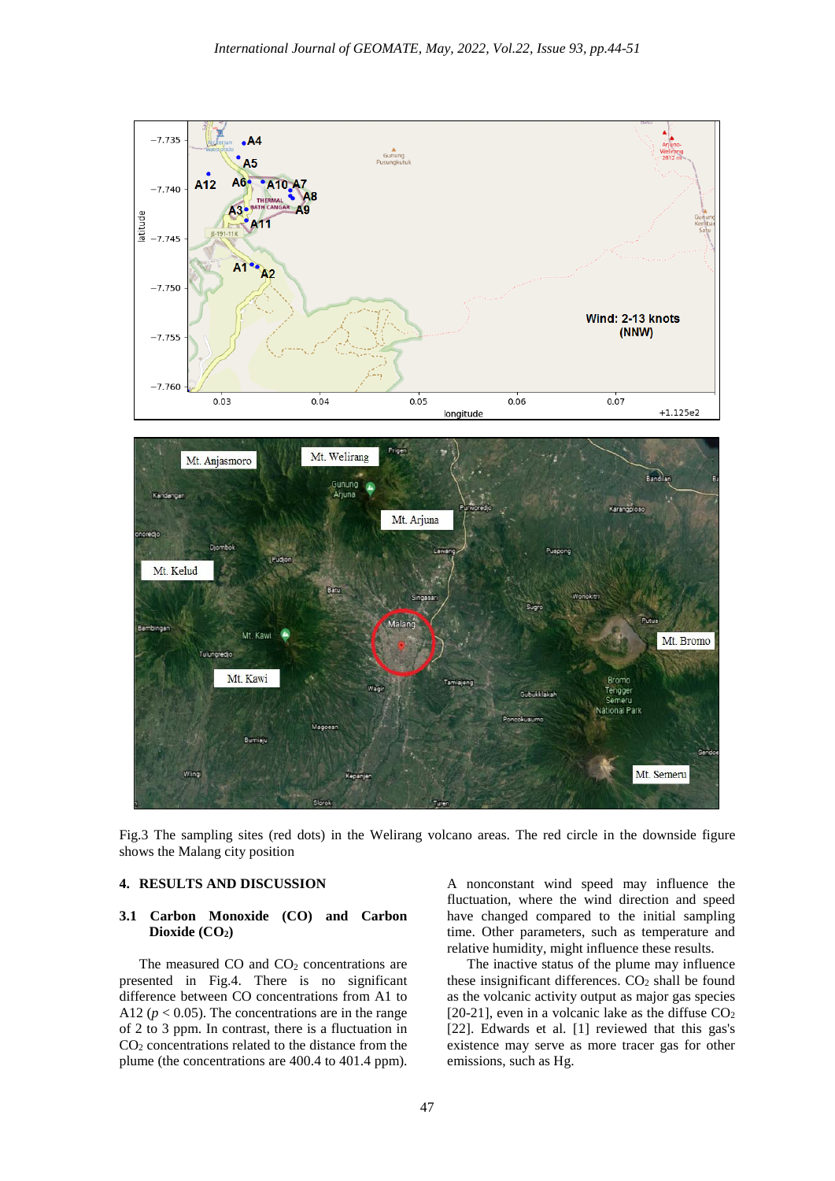Fig.3 The sampling sites (red dots) in the Welirang volcano areas. The red circle in the downside figure shows the Malang city position

## 4. RESULTS AND DISCUSSION

### 3.1 Carbon Monoxide (CO) and Carbon Dioxide ($CO_2$)

The measured CO and $CO_2$ concentrations are presented in Fig.4. There is no significant difference between CO concentrations from A1 to A12 ($p < 0.05$). The concentrations are in the range of 2 to 3 ppm. In contrast, there is a fluctuation in $CO_2$ concentrations related to the distance from the plume (the concentrations are 400.4 to 401.4 ppm). A nonconstant wind speed may influence the fluctuation, where the wind direction and speed have changed compared to the initial sampling time. Other parameters, such as temperature and relative humidity, might influence these results.

The inactive status of the plume may influence these insignificant differences. $CO_2$ shall be found as the volcanic activity output as major gas species [20-21], even in a volcanic lake as the diffuse $CO_2$ [22]. Edwards et al. [1] reviewed that this gas's existence may serve as more tracer gas for other emissions, such as Hg.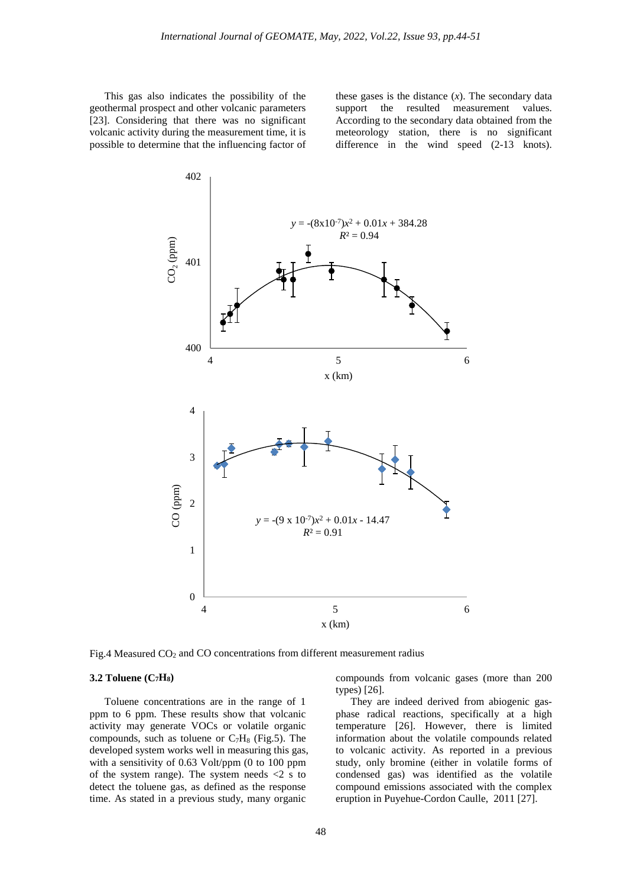This gas also indicates the possibility of the geothermal prospect and other volcanic parameters [23]. Considering that there was no significant volcanic activity during the measurement time, it is possible to determine that the influencing factor of these gases is the distance ($x$). The secondary data support the resulted measurement values. According to the secondary data obtained from the meteorology station, there is no significant difference in the wind speed (2-13 knots).

Fig.4 Measured $CO_2$ and CO concentrations from different measurement radius

### 3.2 Toluene ($C_7H_8$)

Toluene concentrations are in the range of 1 ppm to 6 ppm. These results show that volcanic activity may generate VOCs or volatile organic compounds, such as toluene or $C_7H_8$ (Fig.5). The developed system works well in measuring this gas, with a sensitivity of 0.63 Volt/ppm (0 to 100 ppm of the system range). The system needs <2 s to detect the toluene gas, as defined as the response time. As stated in a previous study, many organic compounds from volcanic gases (more than 200 types) [26].

They are indeed derived from abiogenic gas-phase radical reactions, specifically at a high temperature [26]. However, there is limited information about the volatile compounds related to volcanic activity. As reported in a previous study, only bromine (either in volatile forms of condensed gas) was identified as the volatile compound emissions associated with the complex eruption in Puyehue-Cordon Caulle, 2011 [27].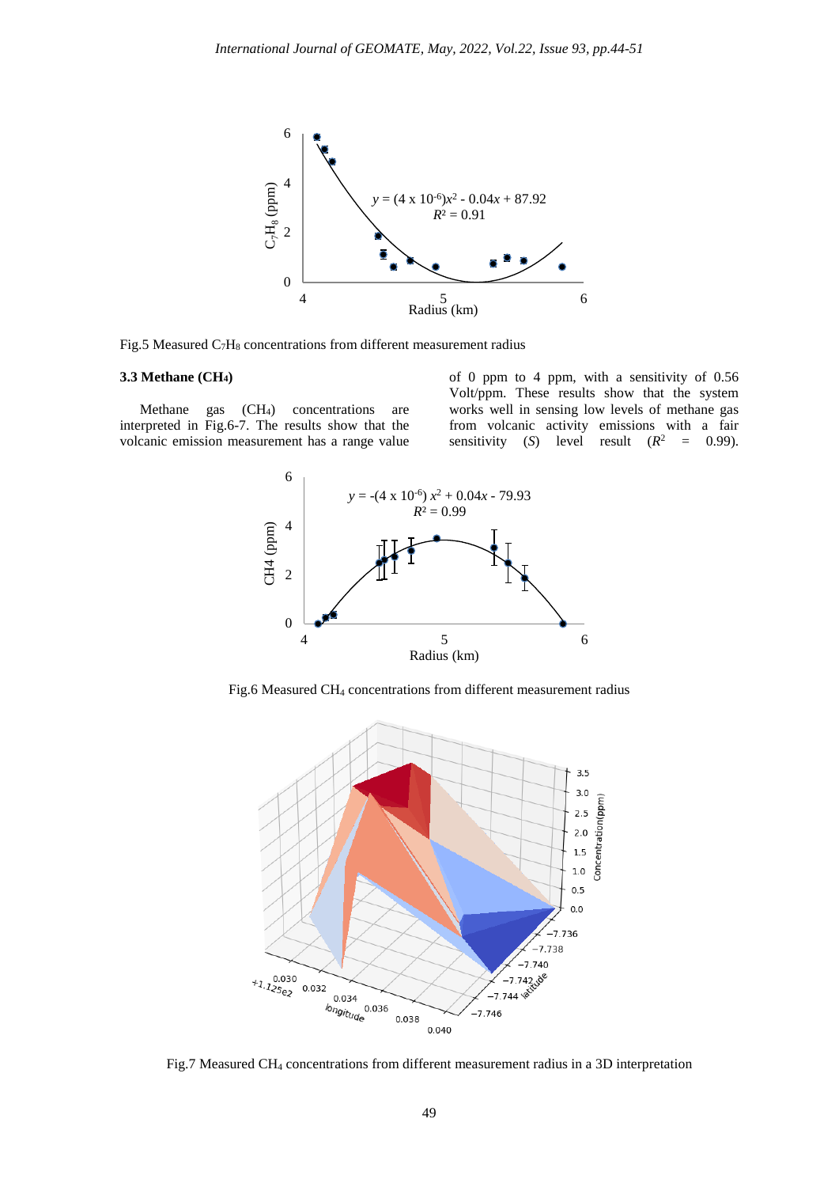Fig.5 Measured $C_7H_8$ concentrations from different measurement radius

### 3.3 Methane ($CH_4$)

Methane gas ($CH_4$) concentrations are interpreted in Fig.6-7. The results show that the volcanic emission measurement has a range value of 0 ppm to 4 ppm, with a sensitivity of 0.56 Volt/ppm. These results show that the system works well in sensing low levels of methane gas from volcanic activity emissions with a fair sensitivity ($S$) level result ($R^2$ = 0.99).

Fig.6 Measured $CH_4$ concentrations from different measurement radius

Fig.7 Measured $CH_4$ concentrations from different measurement radius in a 3D interpretation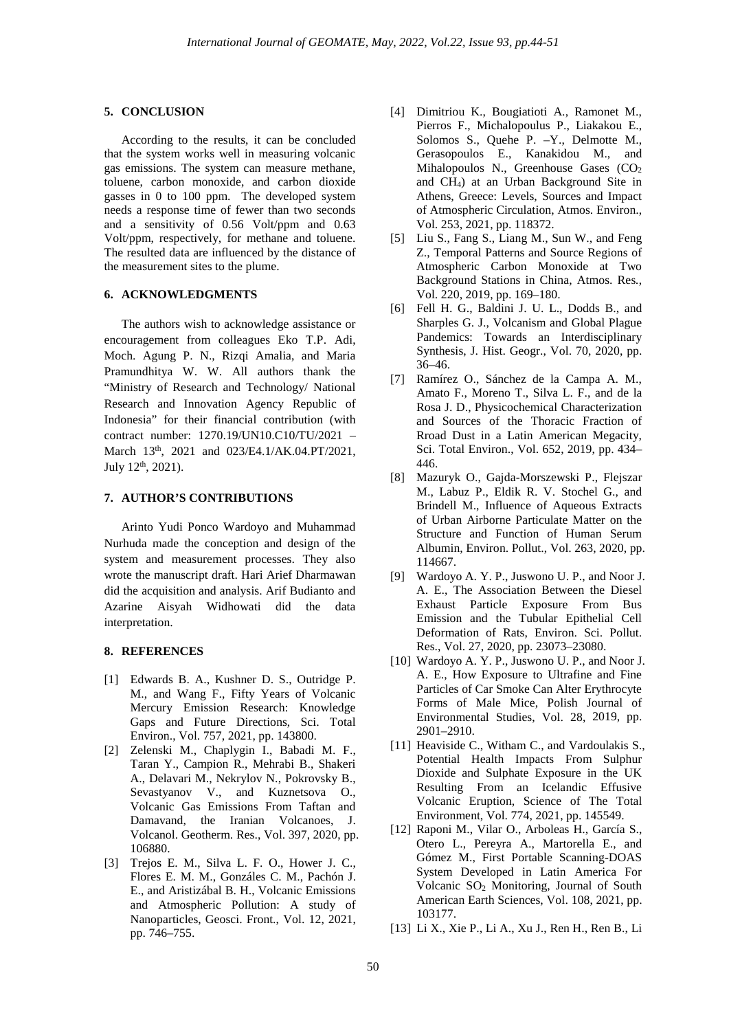## 5. CONCLUSION

According to the results, it can be concluded that the system works well in measuring volcanic gas emissions. The system can measure methane, toluene, carbon monoxide, and carbon dioxide gasses in 0 to 100 ppm. The developed system needs a response time of fewer than two seconds and a sensitivity of 0.56 Volt/ppm and 0.63 Volt/ppm, respectively, for methane and toluene. The resulted data are influenced by the distance of the measurement sites to the plume.

## 6. ACKNOWLEDGMENTS

The authors wish to acknowledge assistance or encouragement from colleagues Eko T.P. Adi, Moch. Agung P. N., Rizqi Amalia, and Maria Pramundhitya W. W. All authors thank the "Ministry of Research and Technology/ National Research and Innovation Agency Republic of Indonesia" for their financial contribution (with contract number: 1270.19/UN10.C10/TU/2021 – March 13th, 2021 and 023/E4.1/AK.04.PT/2021, July 12th, 2021).

## 7. AUTHOR'S CONTRIBUTIONS

Arinto Yudi Ponco Wardoyo and Muhammad Nurhuda made the conception and design of the system and measurement processes. They also wrote the manuscript draft. Hari Arief Dharmawan did the acquisition and analysis. Arif Budianto and Azarine Aisyah Widhowati did the data interpretation.

## 8. REFERENCES

[1] Edwards B. A., Kushner D. S., Outridge P. M., and Wang F., Fifty Years of Volcanic Mercury Emission Research: Knowledge Gaps and Future Directions, Sci. Total Environ., Vol. 757, 2021, pp. 143800.

[2] Zelenski M., Chaplygin I., Babadi M. F., Taran Y., Campion R., Mehrabi B., Shakeri A., Delavari M., Nekrylov N., Pokrovsky B., Sevastyanov V., and Kuznetsova O., Volcanic Gas Emissions From Taftan and Damavand, the Iranian Volcanoes, J. Volcanol. Geotherm. Res., Vol. 397, 2020, pp. 106880.

[3] Trejos E. M., Silva L. F. O., Hower J. C., Flores E. M. M., Gonzáles C. M., Pachón J. E., and Aristizábal B. H., Volcanic Emissions and Atmospheric Pollution: A study of Nanoparticles, Geosci. Front., Vol. 12, 2021, pp. 746–755.

[4] Dimitriou K., Bougiatioti A., Ramonet M., Pierros F., Michalopoulus P., Liakakou E., Solomos S., Quehe P. –Y., Delmotte M., Gerasopoulos E., Kanakidou M., and Mihalopoulos N., Greenhouse Gases ($CO_2$ and $CH_4$) at an Urban Background Site in Athens, Greece: Levels, Sources and Impact of Atmospheric Circulation, Atmos. Environ., Vol. 253, 2021, pp. 118372.

[5] Liu S., Fang S., Liang M., Sun W., and Feng Z., Temporal Patterns and Source Regions of Atmospheric Carbon Monoxide at Two Background Stations in China, Atmos. Res., Vol. 220, 2019, pp. 169–180.

[6] Fell H. G., Baldini J. U. L., Dodds B., and Sharples G. J., Volcanism and Global Plague Pandemics: Towards an Interdisciplinary Synthesis, J. Hist. Geogr., Vol. 70, 2020, pp. 36–46.

[7] Ramírez O., Sánchez de la Campa A. M., Amato F., Moreno T., Silva L. F., and de la Rosa J. D., Physicochemical Characterization and Sources of the Thoracic Fraction of Rroad Dust in a Latin American Megacity, Sci. Total Environ., Vol. 652, 2019, pp. 434–446.

[8] Mazuryk O., Gajda-Morszewski P., Flejszar M., Labuz P., Eldik R. V. Stochel G., and Brindell M., Influence of Aqueous Extracts of Urban Airborne Particulate Matter on the Structure and Function of Human Serum Albumin, Environ. Pollut., Vol. 263, 2020, pp. 114667.

[9] Wardoyo A. Y. P., Juswono U. P., and Noor J. A. E., The Association Between the Diesel Exhaust Particle Exposure From Bus Emission and the Tubular Epithelial Cell Deformation of Rats, Environ. Sci. Pollut. Res., Vol. 27, 2020, pp. 23073–23080.

[10] Wardoyo A. Y. P., Juswono U. P., and Noor J. A. E., How Exposure to Ultrafine and Fine Particles of Car Smoke Can Alter Erythrocyte Forms of Male Mice, Polish Journal of Environmental Studies, Vol. 28, 2019, pp. 2901–2910.

[11] Heaviside C., Witham C., and Vardoulakis S., Potential Health Impacts From Sulphur Dioxide and Sulphate Exposure in the UK Resulting From an Icelandic Effusive Volcanic Eruption, Science of The Total Environment, Vol. 774, 2021, pp. 145549.

[12] Raponi M., Vilar O., Arboleas H., García S., Otero L., Pereyra A., Martorella E., and Gómez M., First Portable Scanning-DOAS System Developed in Latin America For Volcanic $SO_2$ Monitoring, Journal of South American Earth Sciences, Vol. 108, 2021, pp. 103177.

[13] Li X., Xie P., Li A., Xu J., Ren H., Ren B., Li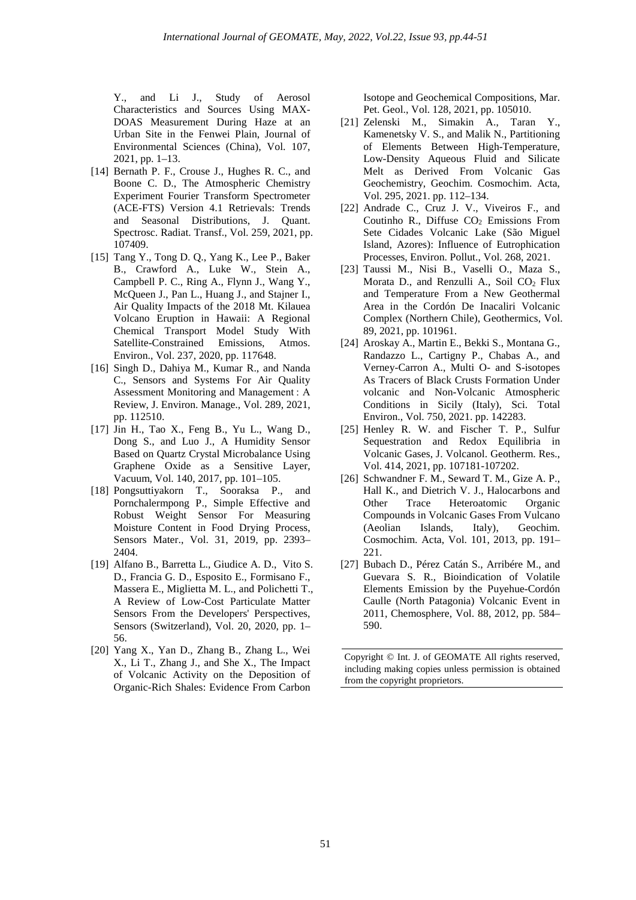Y., and Li J., Study of Aerosol Characteristics and Sources Using MAX-DOAS Measurement During Haze at an Urban Site in the Fenwei Plain, Journal of Environmental Sciences (China), Vol. 107, 2021, pp. 1–13.

[14] Bernath P. F., Crouse J., Hughes R. C., and Boone C. D., The Atmospheric Chemistry Experiment Fourier Transform Spectrometer (ACE-FTS) Version 4.1 Retrievals: Trends and Seasonal Distributions, J. Quant. Spectrosc. Radiat. Transf., Vol. 259, 2021, pp. 107409.

[15] Tang Y., Tong D. Q., Yang K., Lee P., Baker B., Crawford A., Luke W., Stein A., Campbell P. C., Ring A., Flynn J., Wang Y., McQueen J., Pan L., Huang J., and Stajner I., Air Quality Impacts of the 2018 Mt. Kilauea Volcano Eruption in Hawaii: A Regional Chemical Transport Model Study With Satellite-Constrained Emissions, Atmos. Environ., Vol. 237, 2020, pp. 117648.

[16] Singh D., Dahiya M., Kumar R., and Nanda C., Sensors and Systems For Air Quality Assessment Monitoring and Management : A Review, J. Environ. Manage., Vol. 289, 2021, pp. 112510.

[17] Jin H., Tao X., Feng B., Yu L., Wang D., Dong S., and Luo J., A Humidity Sensor Based on Quartz Crystal Microbalance Using Graphene Oxide as a Sensitive Layer, Vacuum, Vol. 140, 2017, pp. 101–105.

[18] Pongsuttiyakorn T., Sooraksa P., and Pornchalermpong P., Simple Effective and Robust Weight Sensor For Measuring Moisture Content in Food Drying Process, Sensors Mater., Vol. 31, 2019, pp. 2393–2404.

[19] Alfano B., Barretta L., Giudice A. D., Vito S. D., Francia G. D., Esposito E., Formisano F., Massera E., Miglietta M. L., and Polichetti T., A Review of Low-Cost Particulate Matter Sensors From the Developers' Perspectives, Sensors (Switzerland), Vol. 20, 2020, pp. 1–56.

[20] Yang X., Yan D., Zhang B., Zhang L., Wei X., Li T., Zhang J., and She X., The Impact of Volcanic Activity on the Deposition of Organic-Rich Shales: Evidence From Carbon Isotope and Geochemical Compositions, Mar. Pet. Geol., Vol. 128, 2021, pp. 105010.

[21] Zelenski M., Simakin A., Taran Y., Kamenetsky V. S., and Malik N., Partitioning of Elements Between High-Temperature, Low-Density Aqueous Fluid and Silicate Melt as Derived From Volcanic Gas Geochemistry, Geochim. Cosmochim. Acta, Vol. 295, 2021. pp. 112–134.

[22] Andrade C., Cruz J. V., Viveiros F., and Coutinho R., Diffuse $CO_2$ Emissions From Sete Cidades Volcanic Lake (São Miguel Island, Azores): Influence of Eutrophication Processes, Environ. Pollut., Vol. 268, 2021.

[23] Taussi M., Nisi B., Vaselli O., Maza S., Morata D., and Renzulli A., Soil $CO_2$ Flux and Temperature From a New Geothermal Area in the Cordón De Inacaliri Volcanic Complex (Northern Chile), Geothermics, Vol. 89, 2021, pp. 101961.

[24] Aroskay A., Martin E., Bekki S., Montana G., Randazzo L., Cartigny P., Chabas A., and Verney-Carron A., Multi O- and S-isotopes As Tracers of Black Crusts Formation Under volcanic and Non-Volcanic Atmospheric Conditions in Sicily (Italy), Sci. Total Environ., Vol. 750, 2021. pp. 142283.

[25] Henley R. W. and Fischer T. P., Sulfur Sequestration and Redox Equilibria in Volcanic Gases, J. Volcanol. Geotherm. Res., Vol. 414, 2021, pp. 107181-107202.

[26] Schwandner F. M., Seward T. M., Gize A. P., Hall K., and Dietrich V. J., Halocarbons and Other Trace Heteroatomic Organic Compounds in Volcanic Gases From Vulcano (Aeolian Islands, Italy), Geochim. Cosmochim. Acta, Vol. 101, 2013, pp. 191–221.

[27] Bubach D., Pérez Catán S., Arribére M., and Guevara S. R., Bioindication of Volatile Elements Emission by the Puyehue-Cordón Caulle (North Patagonia) Volcanic Event in 2011, Chemosphere, Vol. 88, 2012, pp. 584–590.

---

Copyright © Int. J. of GEOMATE All rights reserved, including making copies unless permission is obtained from the copyright proprietors.